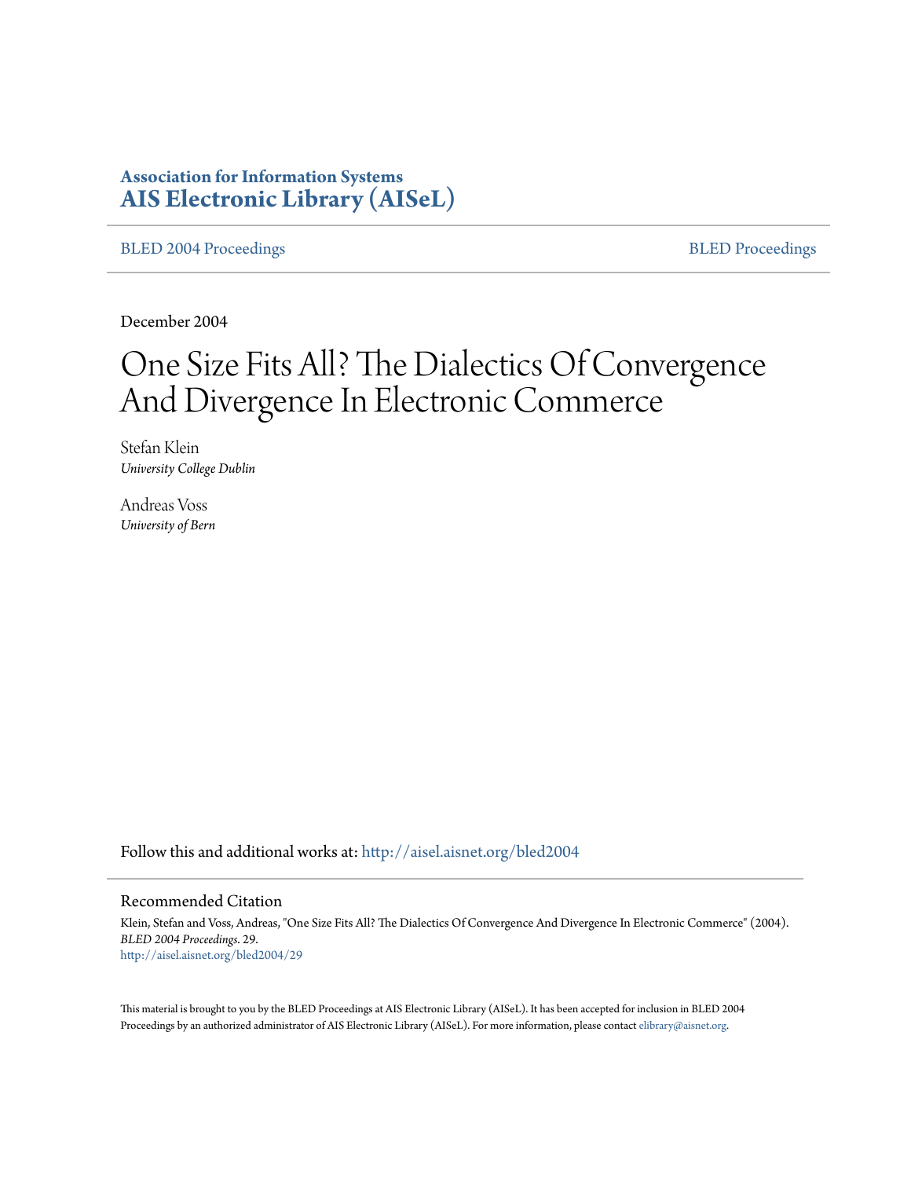**Association for Information Systems**
**AIS Electronic Library (AISeL)**

BLED 2004 Proceedings | BLED Proceedings

December 2004

# One Size Fits All? The Dialectics Of Convergence And Divergence In Electronic Commerce

Stefan Klein
*University College Dublin*

Andreas Voss
*University of Bern*

Follow this and additional works at: http://aisel.aisnet.org/bled2004

## Recommended Citation

Klein, Stefan and Voss, Andreas, "One Size Fits All? The Dialectics Of Convergence And Divergence In Electronic Commerce" (2004). *BLED 2004 Proceedings*. 29.
http://aisel.aisnet.org/bled2004/29

This material is brought to you by the BLED Proceedings at AIS Electronic Library (AISeL). It has been accepted for inclusion in BLED 2004 Proceedings by an authorized administrator of AIS Electronic Library (AISeL). For more information, please contact elibrary@aisnet.org.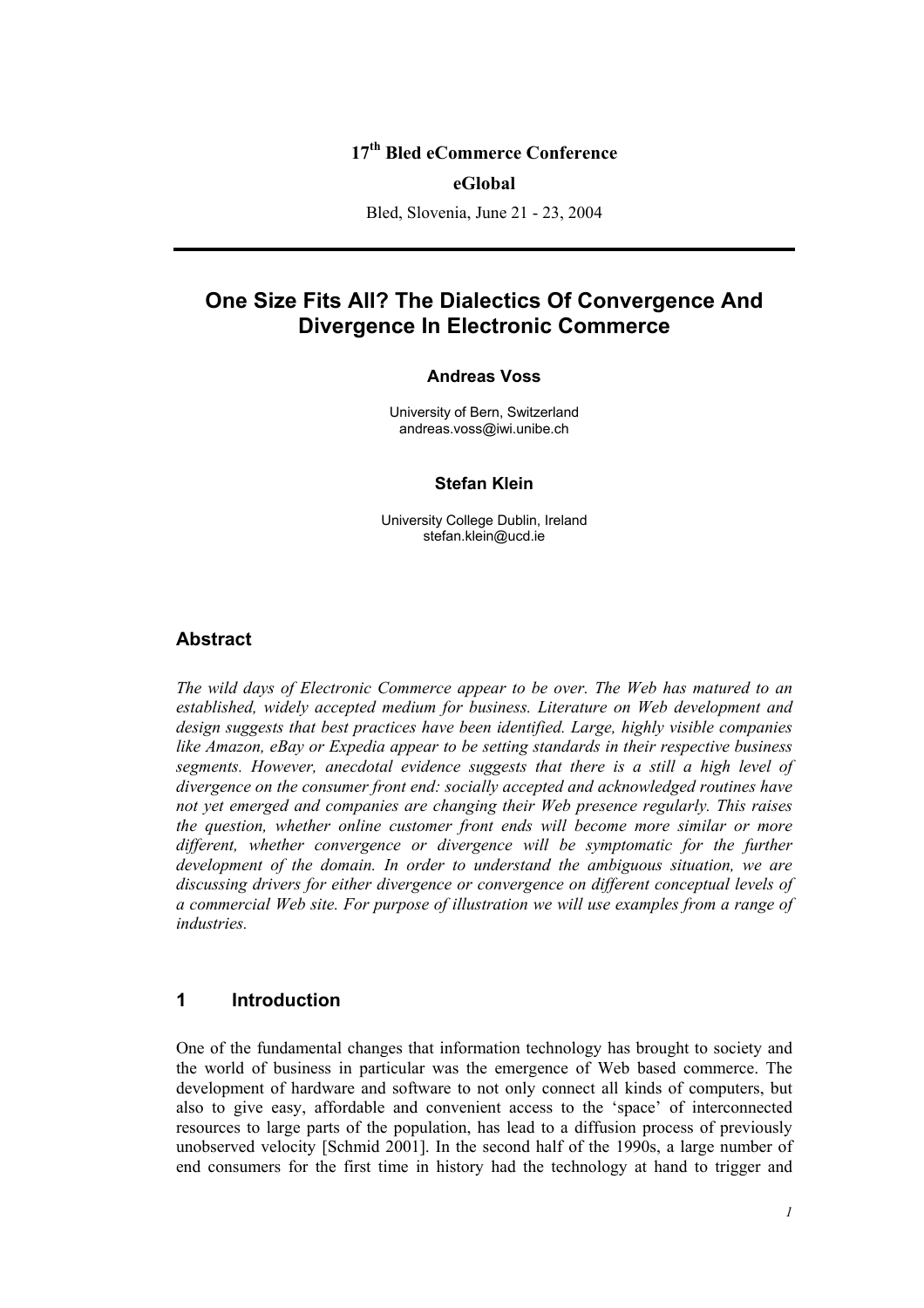**17th Bled eCommerce Conference**

**eGlobal**

Bled, Slovenia, June 21 - 23, 2004

# One Size Fits All? The Dialectics Of Convergence And Divergence In Electronic Commerce

**Andreas Voss**

University of Bern, Switzerland
andreas.voss@iwi.unibe.ch

**Stefan Klein**

University College Dublin, Ireland
stefan.klein@ucd.ie

## Abstract

*The wild days of Electronic Commerce appear to be over. The Web has matured to an established, widely accepted medium for business. Literature on Web development and design suggests that best practices have been identified. Large, highly visible companies like Amazon, eBay or Expedia appear to be setting standards in their respective business segments. However, anecdotal evidence suggests that there is a still a high level of divergence on the consumer front end: socially accepted and acknowledged routines have not yet emerged and companies are changing their Web presence regularly. This raises the question, whether online customer front ends will become more similar or more different, whether convergence or divergence will be symptomatic for the further development of the domain. In order to understand the ambiguous situation, we are discussing drivers for either divergence or convergence on different conceptual levels of a commercial Web site. For purpose of illustration we will use examples from a range of industries.*

## 1 Introduction

One of the fundamental changes that information technology has brought to society and the world of business in particular was the emergence of Web based commerce. The development of hardware and software to not only connect all kinds of computers, but also to give easy, affordable and convenient access to the 'space' of interconnected resources to large parts of the population, has lead to a diffusion process of previously unobserved velocity [Schmid 2001]. In the second half of the 1990s, a large number of end consumers for the first time in history had the technology at hand to trigger and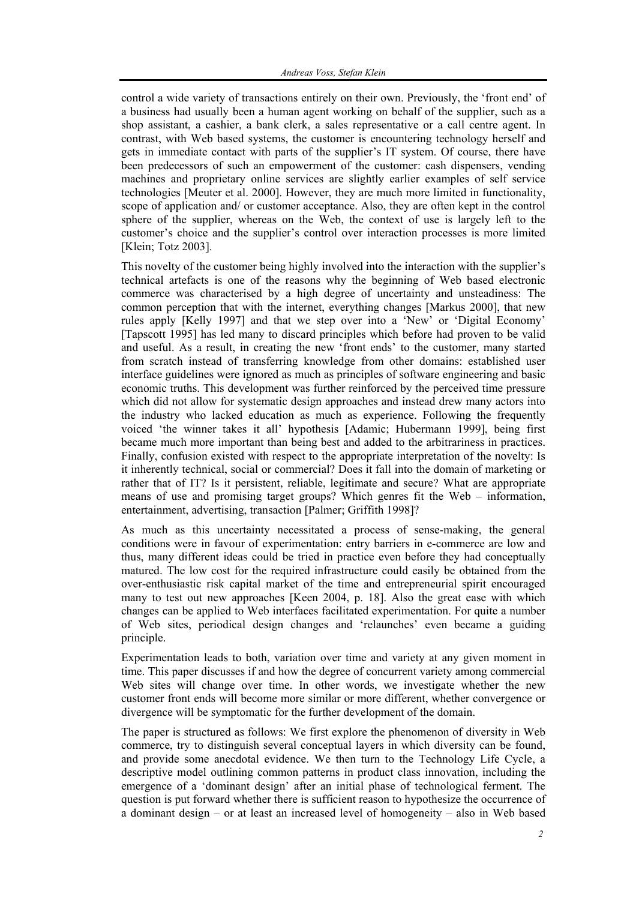control a wide variety of transactions entirely on their own. Previously, the 'front end' of a business had usually been a human agent working on behalf of the supplier, such as a shop assistant, a cashier, a bank clerk, a sales representative or a call centre agent. In contrast, with Web based systems, the customer is encountering technology herself and gets in immediate contact with parts of the supplier's IT system. Of course, there have been predecessors of such an empowerment of the customer: cash dispensers, vending machines and proprietary online services are slightly earlier examples of self service technologies [Meuter et al. 2000]. However, they are much more limited in functionality, scope of application and/ or customer acceptance. Also, they are often kept in the control sphere of the supplier, whereas on the Web, the context of use is largely left to the customer's choice and the supplier's control over interaction processes is more limited [Klein; Totz 2003].

This novelty of the customer being highly involved into the interaction with the supplier's technical artefacts is one of the reasons why the beginning of Web based electronic commerce was characterised by a high degree of uncertainty and unsteadiness: The common perception that with the internet, everything changes [Markus 2000], that new rules apply [Kelly 1997] and that we step over into a 'New' or 'Digital Economy' [Tapscott 1995] has led many to discard principles which before had proven to be valid and useful. As a result, in creating the new 'front ends' to the customer, many started from scratch instead of transferring knowledge from other domains: established user interface guidelines were ignored as much as principles of software engineering and basic economic truths. This development was further reinforced by the perceived time pressure which did not allow for systematic design approaches and instead drew many actors into the industry who lacked education as much as experience. Following the frequently voiced 'the winner takes it all' hypothesis [Adamic; Hubermann 1999], being first became much more important than being best and added to the arbitrariness in practices. Finally, confusion existed with respect to the appropriate interpretation of the novelty: Is it inherently technical, social or commercial? Does it fall into the domain of marketing or rather that of IT? Is it persistent, reliable, legitimate and secure? What are appropriate means of use and promising target groups? Which genres fit the Web – information, entertainment, advertising, transaction [Palmer; Griffith 1998]?

As much as this uncertainty necessitated a process of sense-making, the general conditions were in favour of experimentation: entry barriers in e-commerce are low and thus, many different ideas could be tried in practice even before they had conceptually matured. The low cost for the required infrastructure could easily be obtained from the over-enthusiastic risk capital market of the time and entrepreneurial spirit encouraged many to test out new approaches [Keen 2004, p. 18]. Also the great ease with which changes can be applied to Web interfaces facilitated experimentation. For quite a number of Web sites, periodical design changes and 'relaunches' even became a guiding principle.

Experimentation leads to both, variation over time and variety at any given moment in time. This paper discusses if and how the degree of concurrent variety among commercial Web sites will change over time. In other words, we investigate whether the new customer front ends will become more similar or more different, whether convergence or divergence will be symptomatic for the further development of the domain.

The paper is structured as follows: We first explore the phenomenon of diversity in Web commerce, try to distinguish several conceptual layers in which diversity can be found, and provide some anecdotal evidence. We then turn to the Technology Life Cycle, a descriptive model outlining common patterns in product class innovation, including the emergence of a 'dominant design' after an initial phase of technological ferment. The question is put forward whether there is sufficient reason to hypothesize the occurrence of a dominant design – or at least an increased level of homogeneity – also in Web based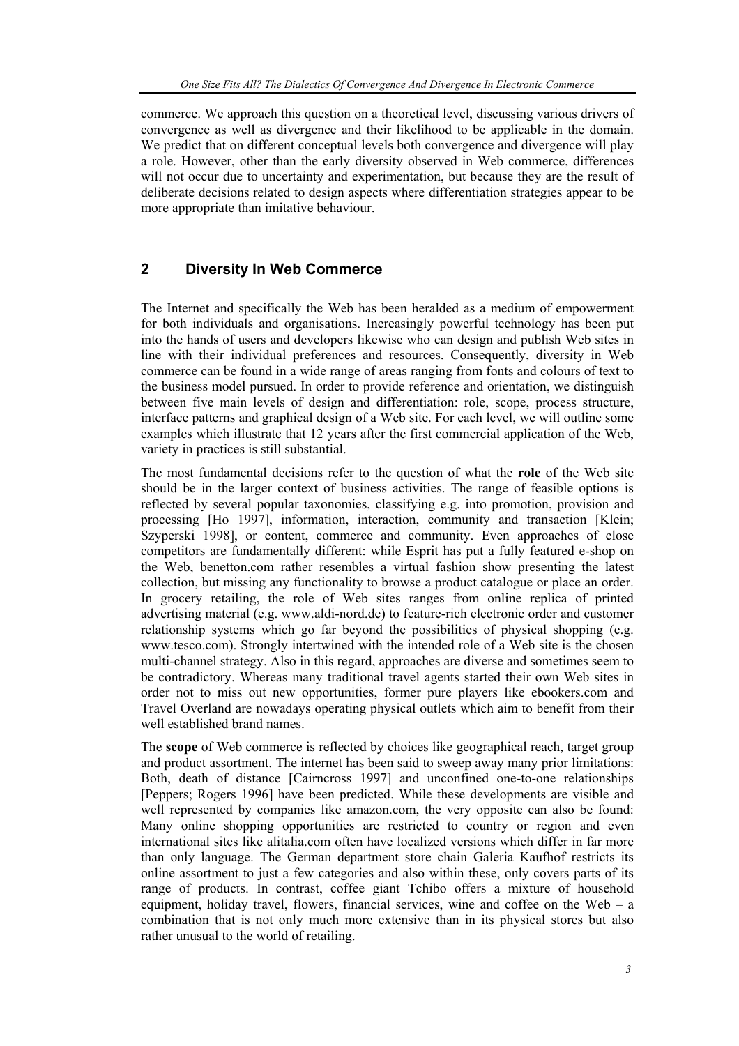commerce. We approach this question on a theoretical level, discussing various drivers of convergence as well as divergence and their likelihood to be applicable in the domain. We predict that on different conceptual levels both convergence and divergence will play a role. However, other than the early diversity observed in Web commerce, differences will not occur due to uncertainty and experimentation, but because they are the result of deliberate decisions related to design aspects where differentiation strategies appear to be more appropriate than imitative behaviour.

## 2 Diversity In Web Commerce

The Internet and specifically the Web has been heralded as a medium of empowerment for both individuals and organisations. Increasingly powerful technology has been put into the hands of users and developers likewise who can design and publish Web sites in line with their individual preferences and resources. Consequently, diversity in Web commerce can be found in a wide range of areas ranging from fonts and colours of text to the business model pursued. In order to provide reference and orientation, we distinguish between five main levels of design and differentiation: role, scope, process structure, interface patterns and graphical design of a Web site. For each level, we will outline some examples which illustrate that 12 years after the first commercial application of the Web, variety in practices is still substantial.

The most fundamental decisions refer to the question of what the **role** of the Web site should be in the larger context of business activities. The range of feasible options is reflected by several popular taxonomies, classifying e.g. into promotion, provision and processing [Ho 1997], information, interaction, community and transaction [Klein; Szyperski 1998], or content, commerce and community. Even approaches of close competitors are fundamentally different: while Esprit has put a fully featured e-shop on the Web, benetton.com rather resembles a virtual fashion show presenting the latest collection, but missing any functionality to browse a product catalogue or place an order. In grocery retailing, the role of Web sites ranges from online replica of printed advertising material (e.g. www.aldi-nord.de) to feature-rich electronic order and customer relationship systems which go far beyond the possibilities of physical shopping (e.g. www.tesco.com). Strongly intertwined with the intended role of a Web site is the chosen multi-channel strategy. Also in this regard, approaches are diverse and sometimes seem to be contradictory. Whereas many traditional travel agents started their own Web sites in order not to miss out new opportunities, former pure players like ebookers.com and Travel Overland are nowadays operating physical outlets which aim to benefit from their well established brand names.

The **scope** of Web commerce is reflected by choices like geographical reach, target group and product assortment. The internet has been said to sweep away many prior limitations: Both, death of distance [Cairncross 1997] and unconfined one-to-one relationships [Peppers; Rogers 1996] have been predicted. While these developments are visible and well represented by companies like amazon.com, the very opposite can also be found: Many online shopping opportunities are restricted to country or region and even international sites like alitalia.com often have localized versions which differ in far more than only language. The German department store chain Galeria Kaufhof restricts its online assortment to just a few categories and also within these, only covers parts of its range of products. In contrast, coffee giant Tchibo offers a mixture of household equipment, holiday travel, flowers, financial services, wine and coffee on the Web – a combination that is not only much more extensive than in its physical stores but also rather unusual to the world of retailing.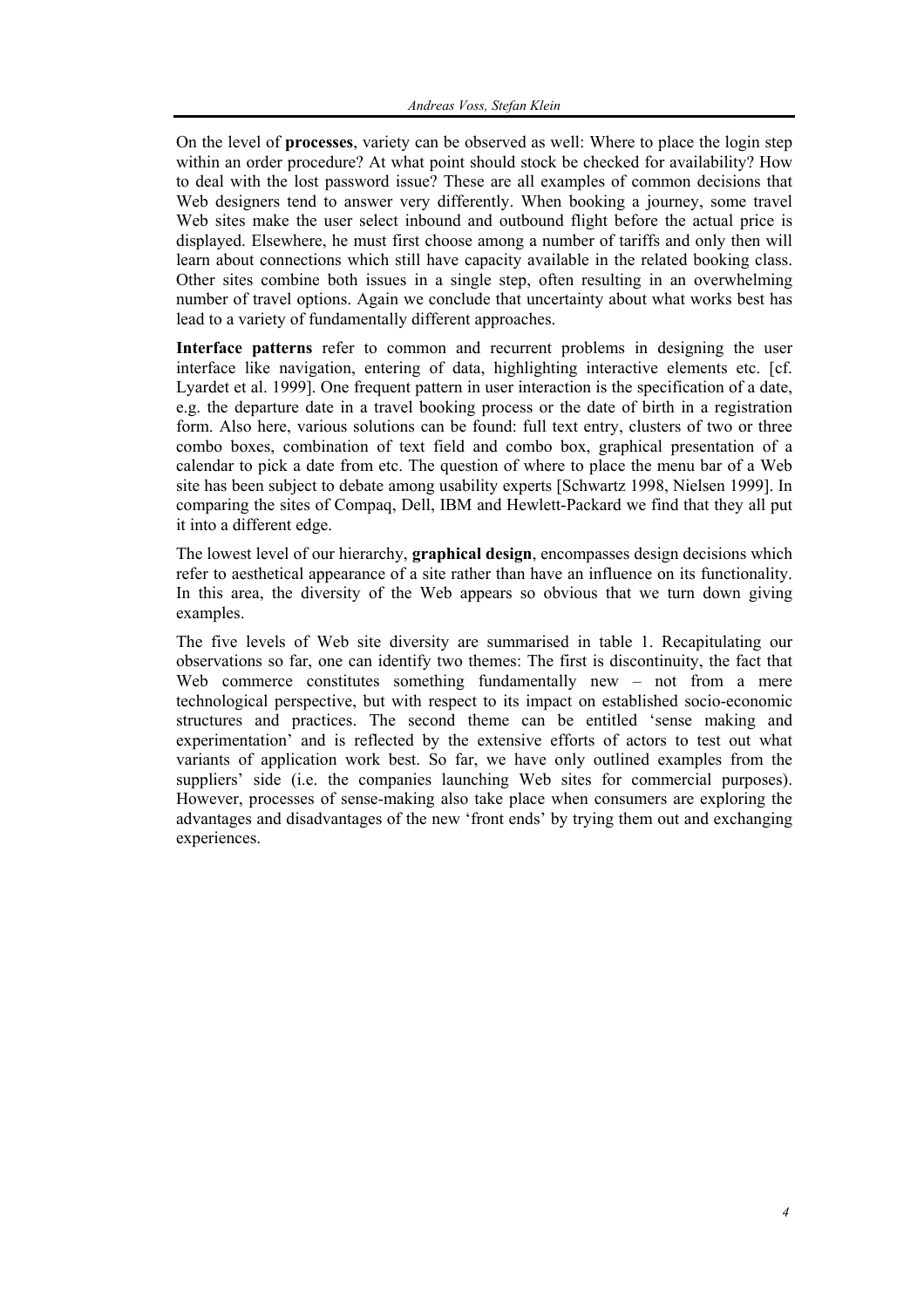On the level of **processes**, variety can be observed as well: Where to place the login step within an order procedure? At what point should stock be checked for availability? How to deal with the lost password issue? These are all examples of common decisions that Web designers tend to answer very differently. When booking a journey, some travel Web sites make the user select inbound and outbound flight before the actual price is displayed. Elsewhere, he must first choose among a number of tariffs and only then will learn about connections which still have capacity available in the related booking class. Other sites combine both issues in a single step, often resulting in an overwhelming number of travel options. Again we conclude that uncertainty about what works best has lead to a variety of fundamentally different approaches.

**Interface patterns** refer to common and recurrent problems in designing the user interface like navigation, entering of data, highlighting interactive elements etc. [cf. Lyardet et al. 1999]. One frequent pattern in user interaction is the specification of a date, e.g. the departure date in a travel booking process or the date of birth in a registration form. Also here, various solutions can be found: full text entry, clusters of two or three combo boxes, combination of text field and combo box, graphical presentation of a calendar to pick a date from etc. The question of where to place the menu bar of a Web site has been subject to debate among usability experts [Schwartz 1998, Nielsen 1999]. In comparing the sites of Compaq, Dell, IBM and Hewlett-Packard we find that they all put it into a different edge.

The lowest level of our hierarchy, **graphical design**, encompasses design decisions which refer to aesthetical appearance of a site rather than have an influence on its functionality. In this area, the diversity of the Web appears so obvious that we turn down giving examples.

The five levels of Web site diversity are summarised in table 1. Recapitulating our observations so far, one can identify two themes: The first is discontinuity, the fact that Web commerce constitutes something fundamentally new – not from a mere technological perspective, but with respect to its impact on established socio-economic structures and practices. The second theme can be entitled 'sense making and experimentation' and is reflected by the extensive efforts of actors to test out what variants of application work best. So far, we have only outlined examples from the suppliers' side (i.e. the companies launching Web sites for commercial purposes). However, processes of sense-making also take place when consumers are exploring the advantages and disadvantages of the new 'front ends' by trying them out and exchanging experiences.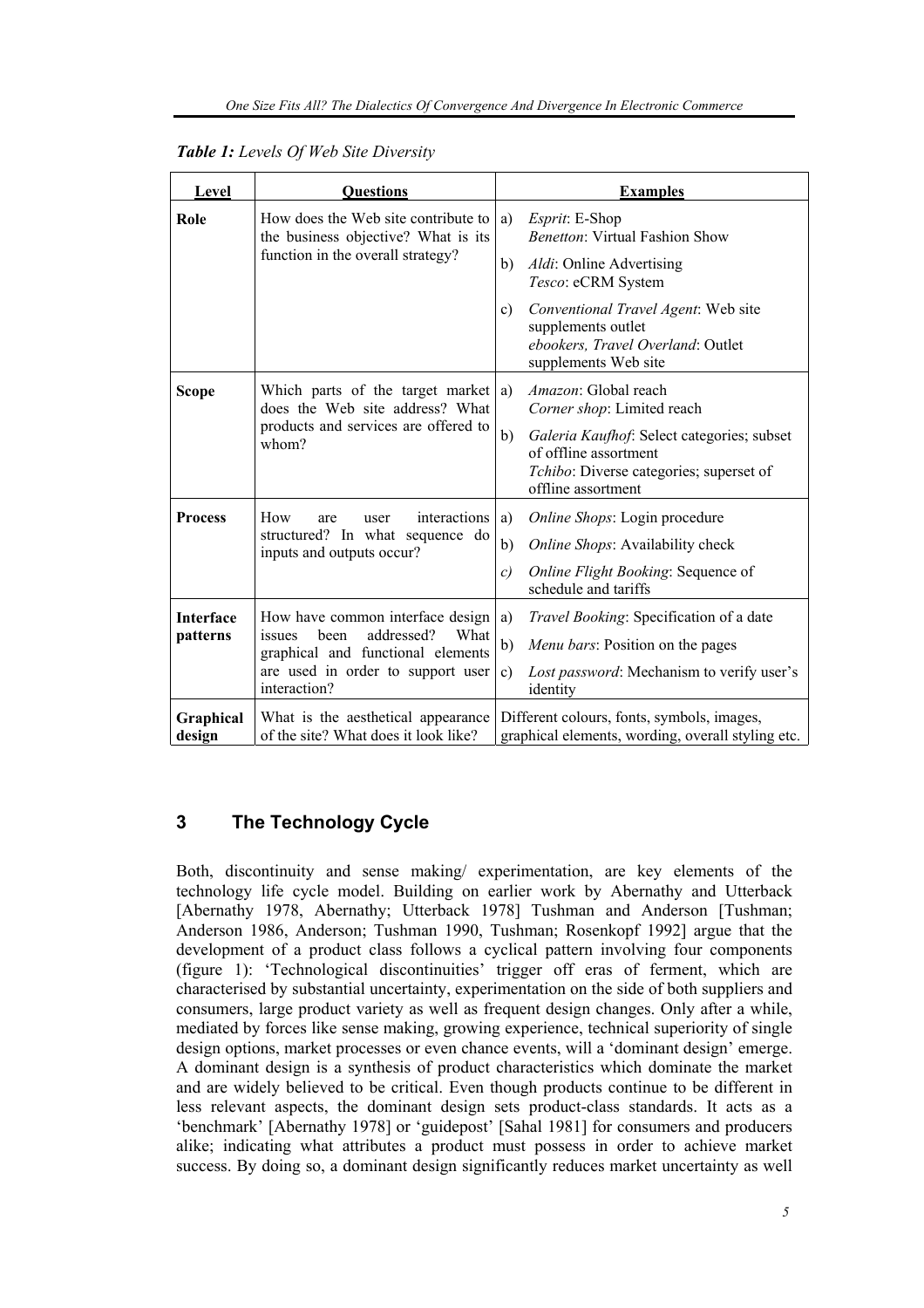*Table 1: Levels Of Web Site Diversity*

| Level | Questions | Examples |
|---|---|---|
| **Role** | How does the Web site contribute to the business objective? What is its function in the overall strategy? | a) *Esprit*: E-Shop<br>*Benetton*: Virtual Fashion Show<br>b) *Aldi*: Online Advertising<br>*Tesco*: eCRM System<br>c) *Conventional Travel Agent*: Web site supplements outlet<br>*ebookers, Travel Overland*: Outlet supplements Web site |
| **Scope** | Which parts of the target market does the Web site address? What products and services are offered to whom? | a) *Amazon*: Global reach<br>*Corner shop*: Limited reach<br>b) *Galeria Kaufhof*: Select categories; subset of offline assortment<br>*Tchibo*: Diverse categories; superset of offline assortment |
| **Process** | How are user interactions structured? In what sequence do inputs and outputs occur? | a) *Online Shops*: Login procedure<br>b) *Online Shops*: Availability check<br>*c) Online Flight Booking*: Sequence of schedule and tariffs |
| **Interface patterns** | How have common interface design issues been addressed? What graphical and functional elements are used in order to support user interaction? | a) *Travel Booking*: Specification of a date<br>b) *Menu bars*: Position on the pages<br>c) *Lost password*: Mechanism to verify user's identity |
| **Graphical design** | What is the aesthetical appearance of the site? What does it look like? | Different colours, fonts, symbols, images, graphical elements, wording, overall styling etc. |

## 3 The Technology Cycle

Both, discontinuity and sense making/ experimentation, are key elements of the technology life cycle model. Building on earlier work by Abernathy and Utterback [Abernathy 1978, Abernathy; Utterback 1978] Tushman and Anderson [Tushman; Anderson 1986, Anderson; Tushman 1990, Tushman; Rosenkopf 1992] argue that the development of a product class follows a cyclical pattern involving four components (figure 1): 'Technological discontinuities' trigger off eras of ferment, which are characterised by substantial uncertainty, experimentation on the side of both suppliers and consumers, large product variety as well as frequent design changes. Only after a while, mediated by forces like sense making, growing experience, technical superiority of single design options, market processes or even chance events, will a 'dominant design' emerge. A dominant design is a synthesis of product characteristics which dominate the market and are widely believed to be critical. Even though products continue to be different in less relevant aspects, the dominant design sets product-class standards. It acts as a 'benchmark' [Abernathy 1978] or 'guidepost' [Sahal 1981] for consumers and producers alike; indicating what attributes a product must possess in order to achieve market success. By doing so, a dominant design significantly reduces market uncertainty as well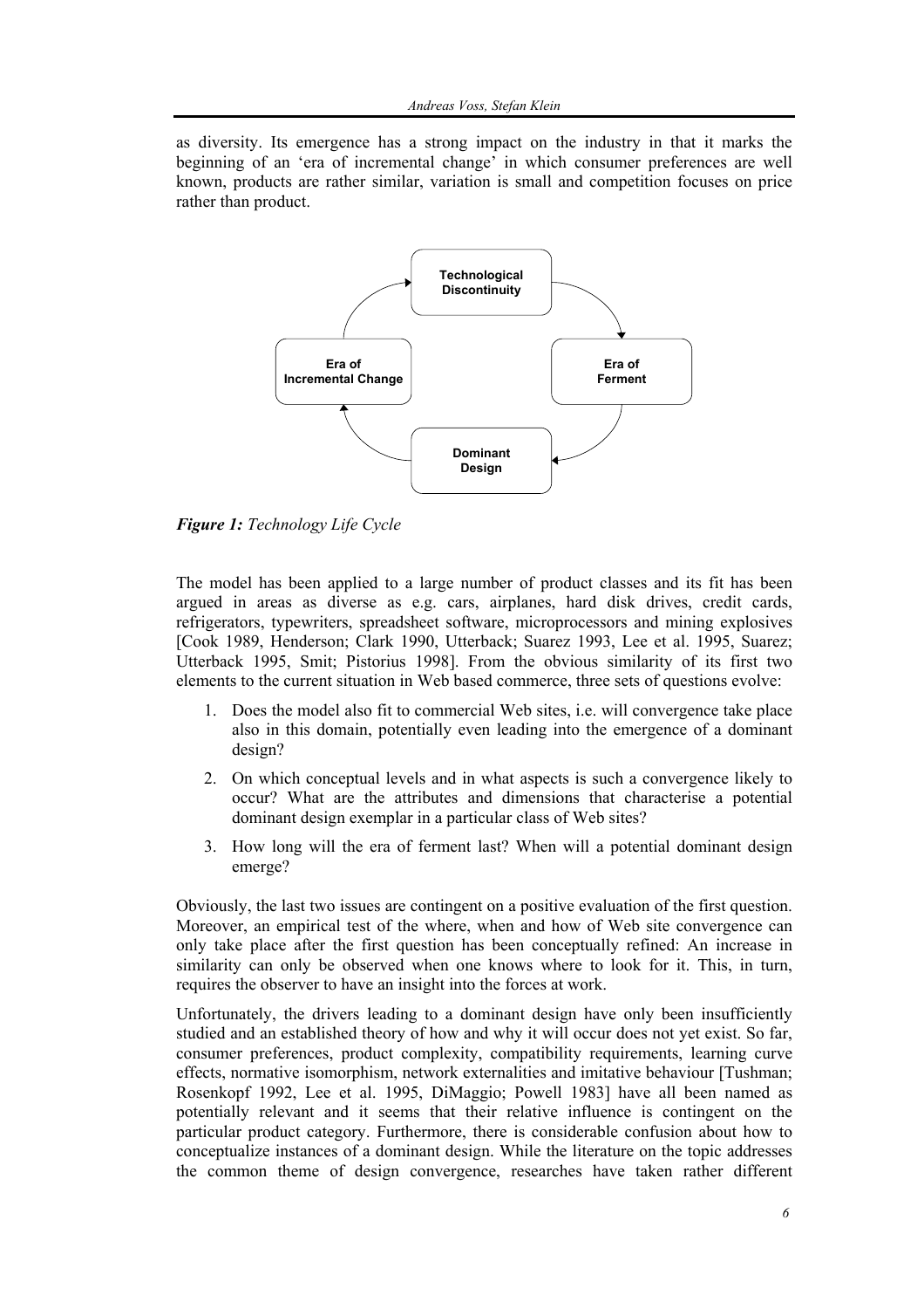as diversity. Its emergence has a strong impact on the industry in that it marks the beginning of an 'era of incremental change' in which consumer preferences are well known, products are rather similar, variation is small and competition focuses on price rather than product.

*Figure 1: Technology Life Cycle*

The model has been applied to a large number of product classes and its fit has been argued in areas as diverse as e.g. cars, airplanes, hard disk drives, credit cards, refrigerators, typewriters, spreadsheet software, microprocessors and mining explosives [Cook 1989, Henderson; Clark 1990, Utterback; Suarez 1993, Lee et al. 1995, Suarez; Utterback 1995, Smit; Pistorius 1998]. From the obvious similarity of its first two elements to the current situation in Web based commerce, three sets of questions evolve:

1. Does the model also fit to commercial Web sites, i.e. will convergence take place also in this domain, potentially even leading into the emergence of a dominant design?
2. On which conceptual levels and in what aspects is such a convergence likely to occur? What are the attributes and dimensions that characterise a potential dominant design exemplar in a particular class of Web sites?
3. How long will the era of ferment last? When will a potential dominant design emerge?

Obviously, the last two issues are contingent on a positive evaluation of the first question. Moreover, an empirical test of the where, when and how of Web site convergence can only take place after the first question has been conceptually refined: An increase in similarity can only be observed when one knows where to look for it. This, in turn, requires the observer to have an insight into the forces at work.

Unfortunately, the drivers leading to a dominant design have only been insufficiently studied and an established theory of how and why it will occur does not yet exist. So far, consumer preferences, product complexity, compatibility requirements, learning curve effects, normative isomorphism, network externalities and imitative behaviour [Tushman; Rosenkopf 1992, Lee et al. 1995, DiMaggio; Powell 1983] have all been named as potentially relevant and it seems that their relative influence is contingent on the particular product category. Furthermore, there is considerable confusion about how to conceptualize instances of a dominant design. While the literature on the topic addresses the common theme of design convergence, researches have taken rather different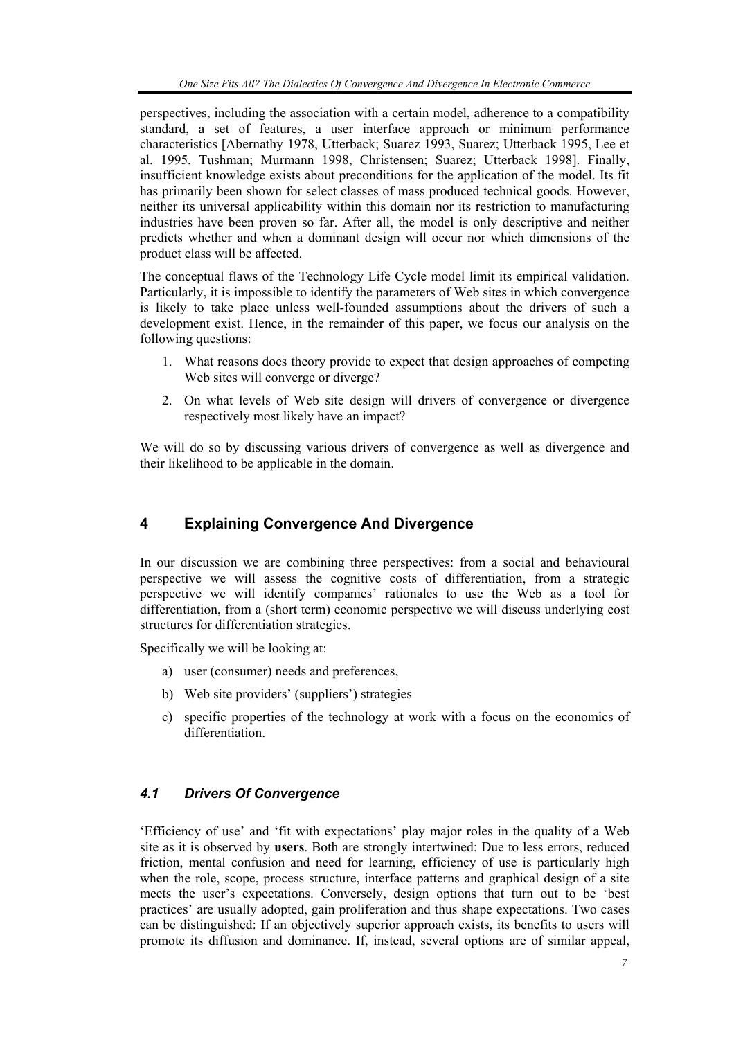perspectives, including the association with a certain model, adherence to a compatibility standard, a set of features, a user interface approach or minimum performance characteristics [Abernathy 1978, Utterback; Suarez 1993, Suarez; Utterback 1995, Lee et al. 1995, Tushman; Murmann 1998, Christensen; Suarez; Utterback 1998]. Finally, insufficient knowledge exists about preconditions for the application of the model. Its fit has primarily been shown for select classes of mass produced technical goods. However, neither its universal applicability within this domain nor its restriction to manufacturing industries have been proven so far. After all, the model is only descriptive and neither predicts whether and when a dominant design will occur nor which dimensions of the product class will be affected.

The conceptual flaws of the Technology Life Cycle model limit its empirical validation. Particularly, it is impossible to identify the parameters of Web sites in which convergence is likely to take place unless well-founded assumptions about the drivers of such a development exist. Hence, in the remainder of this paper, we focus our analysis on the following questions:

1. What reasons does theory provide to expect that design approaches of competing Web sites will converge or diverge?
2. On what levels of Web site design will drivers of convergence or divergence respectively most likely have an impact?

We will do so by discussing various drivers of convergence as well as divergence and their likelihood to be applicable in the domain.

## 4 Explaining Convergence And Divergence

In our discussion we are combining three perspectives: from a social and behavioural perspective we will assess the cognitive costs of differentiation, from a strategic perspective we will identify companies' rationales to use the Web as a tool for differentiation, from a (short term) economic perspective we will discuss underlying cost structures for differentiation strategies.

Specifically we will be looking at:

a) user (consumer) needs and preferences,
b) Web site providers' (suppliers') strategies
c) specific properties of the technology at work with a focus on the economics of differentiation.

### *4.1 Drivers Of Convergence*

'Efficiency of use' and 'fit with expectations' play major roles in the quality of a Web site as it is observed by **users**. Both are strongly intertwined: Due to less errors, reduced friction, mental confusion and need for learning, efficiency of use is particularly high when the role, scope, process structure, interface patterns and graphical design of a site meets the user's expectations. Conversely, design options that turn out to be 'best practices' are usually adopted, gain proliferation and thus shape expectations. Two cases can be distinguished: If an objectively superior approach exists, its benefits to users will promote its diffusion and dominance. If, instead, several options are of similar appeal,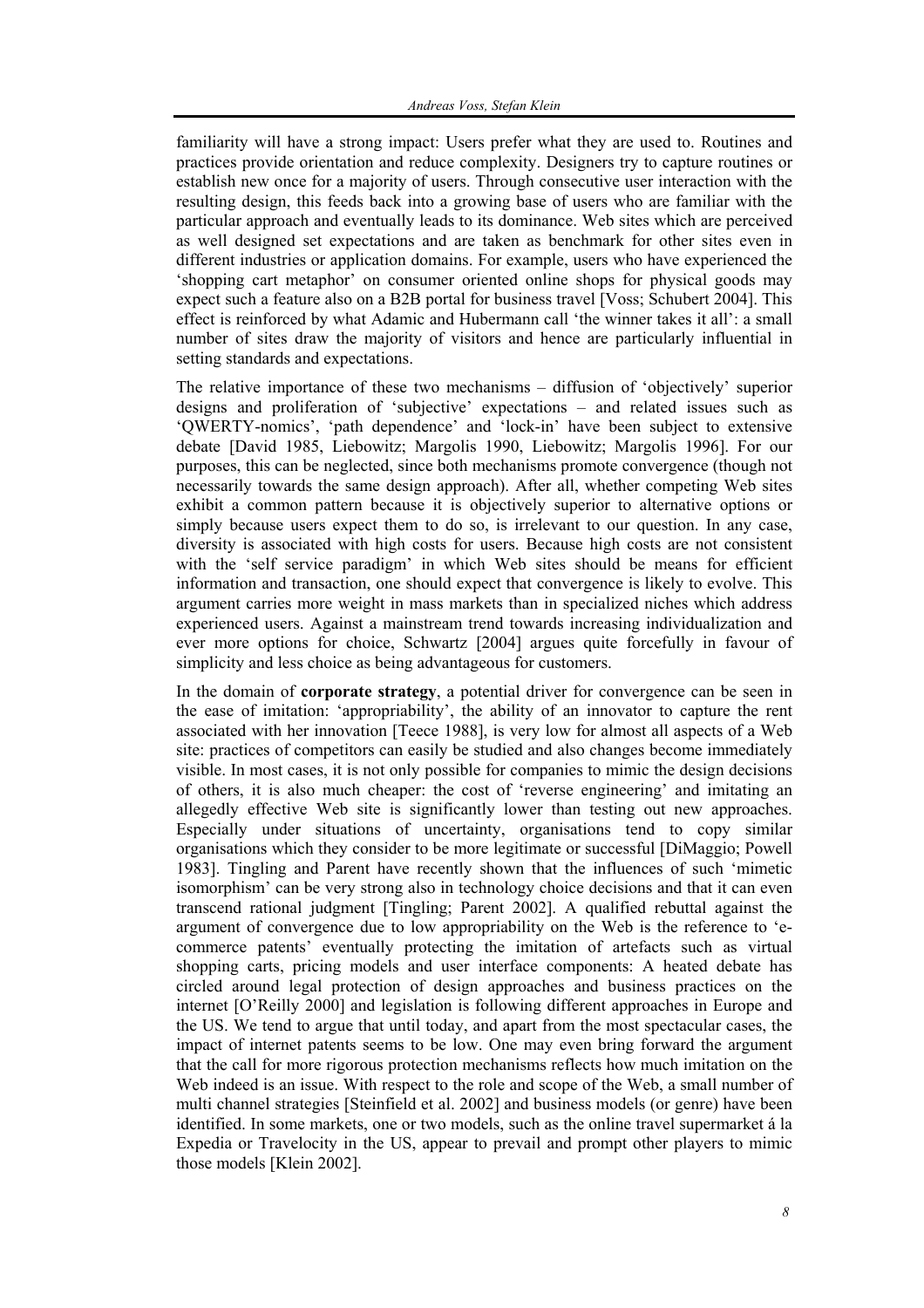familiarity will have a strong impact: Users prefer what they are used to. Routines and practices provide orientation and reduce complexity. Designers try to capture routines or establish new once for a majority of users. Through consecutive user interaction with the resulting design, this feeds back into a growing base of users who are familiar with the particular approach and eventually leads to its dominance. Web sites which are perceived as well designed set expectations and are taken as benchmark for other sites even in different industries or application domains. For example, users who have experienced the 'shopping cart metaphor' on consumer oriented online shops for physical goods may expect such a feature also on a B2B portal for business travel [Voss; Schubert 2004]. This effect is reinforced by what Adamic and Hubermann call 'the winner takes it all': a small number of sites draw the majority of visitors and hence are particularly influential in setting standards and expectations.

The relative importance of these two mechanisms – diffusion of 'objectively' superior designs and proliferation of 'subjective' expectations – and related issues such as 'QWERTY-nomics', 'path dependence' and 'lock-in' have been subject to extensive debate [David 1985, Liebowitz; Margolis 1990, Liebowitz; Margolis 1996]. For our purposes, this can be neglected, since both mechanisms promote convergence (though not necessarily towards the same design approach). After all, whether competing Web sites exhibit a common pattern because it is objectively superior to alternative options or simply because users expect them to do so, is irrelevant to our question. In any case, diversity is associated with high costs for users. Because high costs are not consistent with the 'self service paradigm' in which Web sites should be means for efficient information and transaction, one should expect that convergence is likely to evolve. This argument carries more weight in mass markets than in specialized niches which address experienced users. Against a mainstream trend towards increasing individualization and ever more options for choice, Schwartz [2004] argues quite forcefully in favour of simplicity and less choice as being advantageous for customers.

In the domain of **corporate strategy**, a potential driver for convergence can be seen in the ease of imitation: 'appropriability', the ability of an innovator to capture the rent associated with her innovation [Teece 1988], is very low for almost all aspects of a Web site: practices of competitors can easily be studied and also changes become immediately visible. In most cases, it is not only possible for companies to mimic the design decisions of others, it is also much cheaper: the cost of 'reverse engineering' and imitating an allegedly effective Web site is significantly lower than testing out new approaches. Especially under situations of uncertainty, organisations tend to copy similar organisations which they consider to be more legitimate or successful [DiMaggio; Powell 1983]. Tingling and Parent have recently shown that the influences of such 'mimetic isomorphism' can be very strong also in technology choice decisions and that it can even transcend rational judgment [Tingling; Parent 2002]. A qualified rebuttal against the argument of convergence due to low appropriability on the Web is the reference to 'e-commerce patents' eventually protecting the imitation of artefacts such as virtual shopping carts, pricing models and user interface components: A heated debate has circled around legal protection of design approaches and business practices on the internet [O'Reilly 2000] and legislation is following different approaches in Europe and the US. We tend to argue that until today, and apart from the most spectacular cases, the impact of internet patents seems to be low. One may even bring forward the argument that the call for more rigorous protection mechanisms reflects how much imitation on the Web indeed is an issue. With respect to the role and scope of the Web, a small number of multi channel strategies [Steinfield et al. 2002] and business models (or genre) have been identified. In some markets, one or two models, such as the online travel supermarket á la Expedia or Travelocity in the US, appear to prevail and prompt other players to mimic those models [Klein 2002].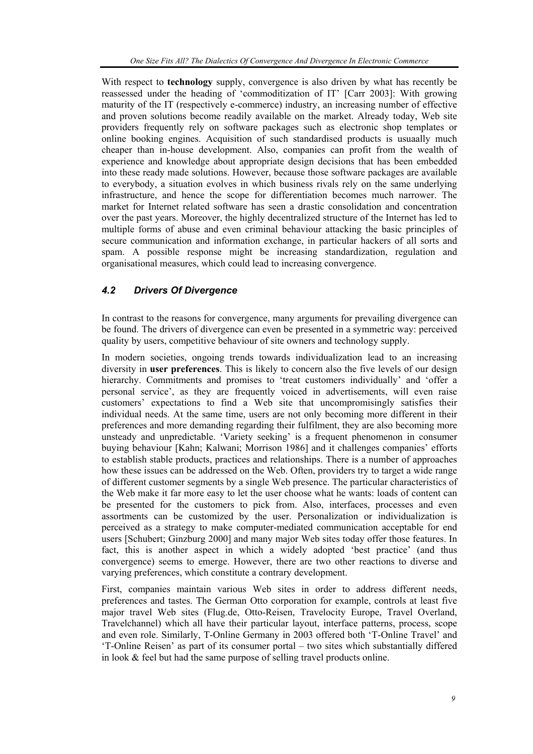With respect to **technology** supply, convergence is also driven by what has recently be reassessed under the heading of 'commoditization of IT' [Carr 2003]: With growing maturity of the IT (respectively e-commerce) industry, an increasing number of effective and proven solutions become readily available on the market. Already today, Web site providers frequently rely on software packages such as electronic shop templates or online booking engines. Acquisition of such standardised products is usuaally much cheaper than in-house development. Also, companies can profit from the wealth of experience and knowledge about appropriate design decisions that has been embedded into these ready made solutions. However, because those software packages are available to everybody, a situation evolves in which business rivals rely on the same underlying infrastructure, and hence the scope for differentiation becomes much narrower. The market for Internet related software has seen a drastic consolidation and concentration over the past years. Moreover, the highly decentralized structure of the Internet has led to multiple forms of abuse and even criminal behaviour attacking the basic principles of secure communication and information exchange, in particular hackers of all sorts and spam. A possible response might be increasing standardization, regulation and organisational measures, which could lead to increasing convergence.

### *4.2 Drivers Of Divergence*

In contrast to the reasons for convergence, many arguments for prevailing divergence can be found. The drivers of divergence can even be presented in a symmetric way: perceived quality by users, competitive behaviour of site owners and technology supply.

In modern societies, ongoing trends towards individualization lead to an increasing diversity in **user preferences**. This is likely to concern also the five levels of our design hierarchy. Commitments and promises to 'treat customers individually' and 'offer a personal service', as they are frequently voiced in advertisements, will even raise customers' expectations to find a Web site that uncompromisingly satisfies their individual needs. At the same time, users are not only becoming more different in their preferences and more demanding regarding their fulfilment, they are also becoming more unsteady and unpredictable. 'Variety seeking' is a frequent phenomenon in consumer buying behaviour [Kahn; Kalwani; Morrison 1986] and it challenges companies' efforts to establish stable products, practices and relationships. There is a number of approaches how these issues can be addressed on the Web. Often, providers try to target a wide range of different customer segments by a single Web presence. The particular characteristics of the Web make it far more easy to let the user choose what he wants: loads of content can be presented for the customers to pick from. Also, interfaces, processes and even assortments can be customized by the user. Personalization or individualization is perceived as a strategy to make computer-mediated communication acceptable for end users [Schubert; Ginzburg 2000] and many major Web sites today offer those features. In fact, this is another aspect in which a widely adopted 'best practice' (and thus convergence) seems to emerge. However, there are two other reactions to diverse and varying preferences, which constitute a contrary development.

First, companies maintain various Web sites in order to address different needs, preferences and tastes. The German Otto corporation for example, controls at least five major travel Web sites (Flug.de, Otto-Reisen, Travelocity Europe, Travel Overland, Travelchannel) which all have their particular layout, interface patterns, process, scope and even role. Similarly, T-Online Germany in 2003 offered both 'T-Online Travel' and 'T-Online Reisen' as part of its consumer portal – two sites which substantially differed in look & feel but had the same purpose of selling travel products online.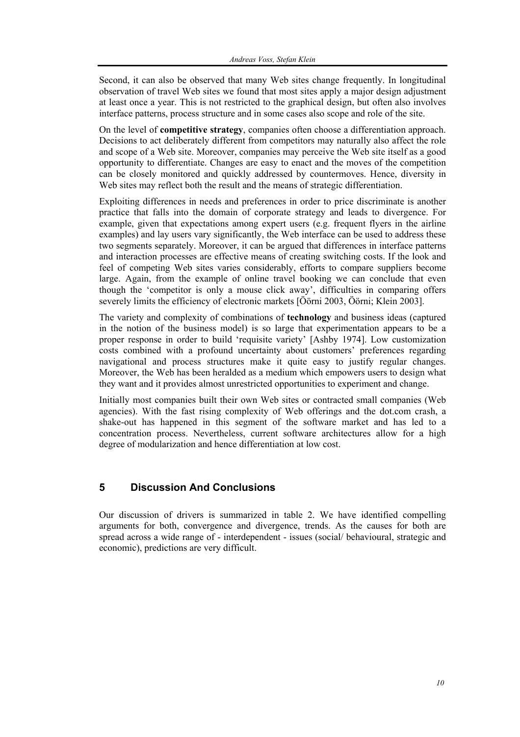Second, it can also be observed that many Web sites change frequently. In longitudinal observation of travel Web sites we found that most sites apply a major design adjustment at least once a year. This is not restricted to the graphical design, but often also involves interface patterns, process structure and in some cases also scope and role of the site.

On the level of **competitive strategy**, companies often choose a differentiation approach. Decisions to act deliberately different from competitors may naturally also affect the role and scope of a Web site. Moreover, companies may perceive the Web site itself as a good opportunity to differentiate. Changes are easy to enact and the moves of the competition can be closely monitored and quickly addressed by countermoves. Hence, diversity in Web sites may reflect both the result and the means of strategic differentiation.

Exploiting differences in needs and preferences in order to price discriminate is another practice that falls into the domain of corporate strategy and leads to divergence. For example, given that expectations among expert users (e.g. frequent flyers in the airline examples) and lay users vary significantly, the Web interface can be used to address these two segments separately. Moreover, it can be argued that differences in interface patterns and interaction processes are effective means of creating switching costs. If the look and feel of competing Web sites varies considerably, efforts to compare suppliers become large. Again, from the example of online travel booking we can conclude that even though the 'competitor is only a mouse click away', difficulties in comparing offers severely limits the efficiency of electronic markets [Öörni 2003, Öörni; Klein 2003].

The variety and complexity of combinations of **technology** and business ideas (captured in the notion of the business model) is so large that experimentation appears to be a proper response in order to build 'requisite variety' [Ashby 1974]. Low customization costs combined with a profound uncertainty about customers' preferences regarding navigational and process structures make it quite easy to justify regular changes. Moreover, the Web has been heralded as a medium which empowers users to design what they want and it provides almost unrestricted opportunities to experiment and change.

Initially most companies built their own Web sites or contracted small companies (Web agencies). With the fast rising complexity of Web offerings and the dot.com crash, a shake-out has happened in this segment of the software market and has led to a concentration process. Nevertheless, current software architectures allow for a high degree of modularization and hence differentiation at low cost.

## 5 Discussion And Conclusions

Our discussion of drivers is summarized in table 2. We have identified compelling arguments for both, convergence and divergence, trends. As the causes for both are spread across a wide range of - interdependent - issues (social/ behavioural, strategic and economic), predictions are very difficult.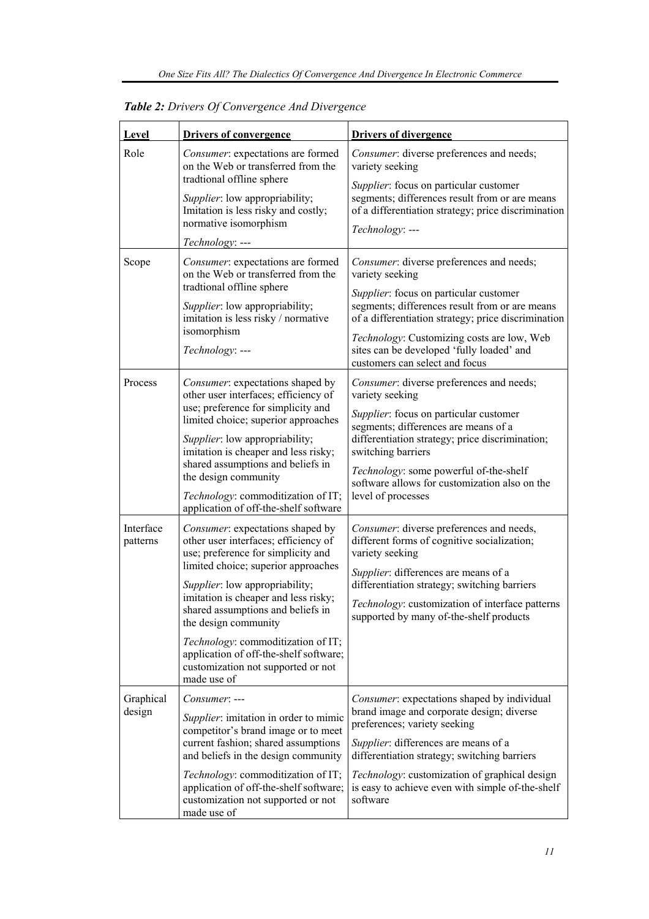***Table 2:** Drivers Of Convergence And Divergence*

| <u>Level</u> | <u>Drivers of convergence</u> | <u>Drivers of divergence</u> |
|---|---|---|
| Role | *Consumer*: expectations are formed on the Web or transferred from the tradtional offline sphere<br>*Supplier*: low appropriability; Imitation is less risky and costly; normative isomorphism<br>*Technology*: --- | *Consumer*: diverse preferences and needs; variety seeking<br>*Supplier*: focus on particular customer segments; differences result from or are means of a differentiation strategy; price discrimination<br>*Technology*: --- |
| Scope | *Consumer*: expectations are formed on the Web or transferred from the tradtional offline sphere<br>*Supplier*: low appropriability; imitation is less risky / normative isomorphism<br>*Technology*: --- | *Consumer*: diverse preferences and needs; variety seeking<br>*Supplier*: focus on particular customer segments; differences result from or are means of a differentiation strategy; price discrimination<br>*Technology*: Customizing costs are low, Web sites can be developed 'fully loaded' and customers can select and focus |
| Process | *Consumer*: expectations shaped by other user interfaces; efficiency of use; preference for simplicity and limited choice; superior approaches<br>*Supplier*: low appropriability; imitation is cheaper and less risky; shared assumptions and beliefs in the design community<br>*Technology*: commoditization of IT; application of off-the-shelf software | *Consumer*: diverse preferences and needs; variety seeking<br>*Supplier*: focus on particular customer segments; differences are means of a differentiation strategy; price discrimination; switching barriers<br>*Technology*: some powerful of-the-shelf software allows for customization also on the level of processes |
| Interface patterns | *Consumer*: expectations shaped by other user interfaces; efficiency of use; preference for simplicity and limited choice; superior approaches<br>*Supplier*: low appropriability; imitation is cheaper and less risky; shared assumptions and beliefs in the design community<br>*Technology*: commoditization of IT; application of off-the-shelf software; customization not supported or not made use of | *Consumer*: diverse preferences and needs, different forms of cognitive socialization; variety seeking<br>*Supplier*: differences are means of a differentiation strategy; switching barriers<br>*Technology*: customization of interface patterns supported by many of-the-shelf products |
| Graphical design | *Consumer*: ---<br>*Supplier*: imitation in order to mimic competitor's brand image or to meet current fashion; shared assumptions and beliefs in the design community<br>*Technology*: commoditization of IT; application of off-the-shelf software; customization not supported or not made use of | *Consumer*: expectations shaped by individual brand image and corporate design; diverse preferences; variety seeking<br>*Supplier*: differences are means of a differentiation strategy; switching barriers<br>*Technology*: customization of graphical design is easy to achieve even with simple of-the-shelf software |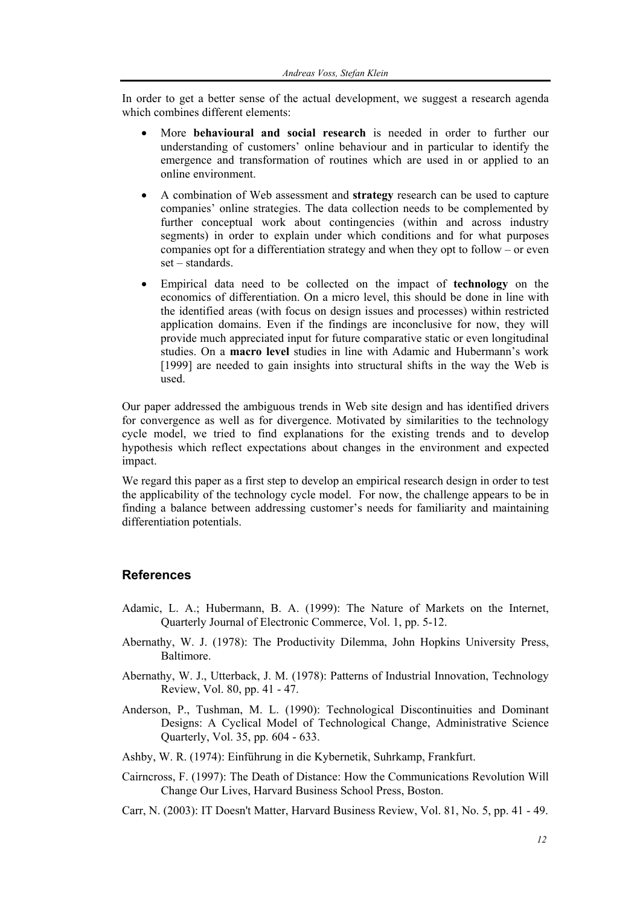In order to get a better sense of the actual development, we suggest a research agenda which combines different elements:

- More **behavioural and social research** is needed in order to further our understanding of customers' online behaviour and in particular to identify the emergence and transformation of routines which are used in or applied to an online environment.
- A combination of Web assessment and **strategy** research can be used to capture companies' online strategies. The data collection needs to be complemented by further conceptual work about contingencies (within and across industry segments) in order to explain under which conditions and for what purposes companies opt for a differentiation strategy and when they opt to follow – or even set – standards.
- Empirical data need to be collected on the impact of **technology** on the economics of differentiation. On a micro level, this should be done in line with the identified areas (with focus on design issues and processes) within restricted application domains. Even if the findings are inconclusive for now, they will provide much appreciated input for future comparative static or even longitudinal studies. On a **macro level** studies in line with Adamic and Hubermann's work [1999] are needed to gain insights into structural shifts in the way the Web is used.

Our paper addressed the ambiguous trends in Web site design and has identified drivers for convergence as well as for divergence. Motivated by similarities to the technology cycle model, we tried to find explanations for the existing trends and to develop hypothesis which reflect expectations about changes in the environment and expected impact.

We regard this paper as a first step to develop an empirical research design in order to test the applicability of the technology cycle model. For now, the challenge appears to be in finding a balance between addressing customer's needs for familiarity and maintaining differentiation potentials.

## References

Adamic, L. A.; Hubermann, B. A. (1999): The Nature of Markets on the Internet, Quarterly Journal of Electronic Commerce, Vol. 1, pp. 5-12.

Abernathy, W. J. (1978): The Productivity Dilemma, John Hopkins University Press, Baltimore.

Abernathy, W. J., Utterback, J. M. (1978): Patterns of Industrial Innovation, Technology Review, Vol. 80, pp. 41 - 47.

Anderson, P., Tushman, M. L. (1990): Technological Discontinuities and Dominant Designs: A Cyclical Model of Technological Change, Administrative Science Quarterly, Vol. 35, pp. 604 - 633.

Ashby, W. R. (1974): Einführung in die Kybernetik, Suhrkamp, Frankfurt.

Cairncross, F. (1997): The Death of Distance: How the Communications Revolution Will Change Our Lives, Harvard Business School Press, Boston.

Carr, N. (2003): IT Doesn't Matter, Harvard Business Review, Vol. 81, No. 5, pp. 41 - 49.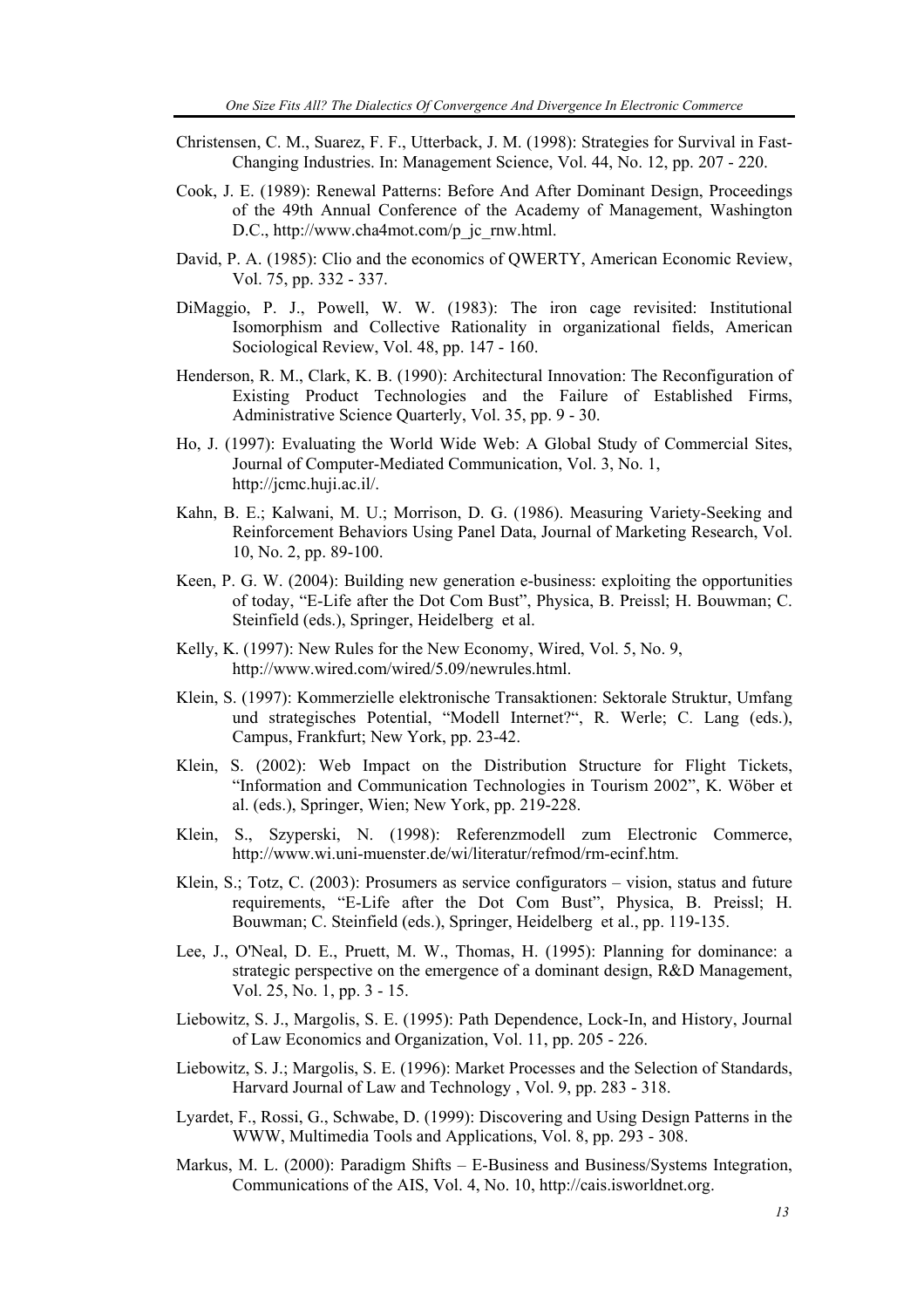Christensen, C. M., Suarez, F. F., Utterback, J. M. (1998): Strategies for Survival in Fast-Changing Industries. In: Management Science, Vol. 44, No. 12, pp. 207 - 220.

Cook, J. E. (1989): Renewal Patterns: Before And After Dominant Design, Proceedings of the 49th Annual Conference of the Academy of Management, Washington D.C., http://www.cha4mot.com/p_jc_rnw.html.

David, P. A. (1985): Clio and the economics of QWERTY, American Economic Review, Vol. 75, pp. 332 - 337.

DiMaggio, P. J., Powell, W. W. (1983): The iron cage revisited: Institutional Isomorphism and Collective Rationality in organizational fields, American Sociological Review, Vol. 48, pp. 147 - 160.

Henderson, R. M., Clark, K. B. (1990): Architectural Innovation: The Reconfiguration of Existing Product Technologies and the Failure of Established Firms, Administrative Science Quarterly, Vol. 35, pp. 9 - 30.

Ho, J. (1997): Evaluating the World Wide Web: A Global Study of Commercial Sites, Journal of Computer-Mediated Communication, Vol. 3, No. 1, http://jcmc.huji.ac.il/.

Kahn, B. E.; Kalwani, M. U.; Morrison, D. G. (1986). Measuring Variety-Seeking and Reinforcement Behaviors Using Panel Data, Journal of Marketing Research, Vol. 10, No. 2, pp. 89-100.

Keen, P. G. W. (2004): Building new generation e-business: exploiting the opportunities of today, "E-Life after the Dot Com Bust", Physica, B. Preissl; H. Bouwman; C. Steinfield (eds.), Springer, Heidelberg et al.

Kelly, K. (1997): New Rules for the New Economy, Wired, Vol. 5, No. 9, http://www.wired.com/wired/5.09/newrules.html.

Klein, S. (1997): Kommerzielle elektronische Transaktionen: Sektorale Struktur, Umfang und strategisches Potential, "Modell Internet?", R. Werle; C. Lang (eds.), Campus, Frankfurt; New York, pp. 23-42.

Klein, S. (2002): Web Impact on the Distribution Structure for Flight Tickets, "Information and Communication Technologies in Tourism 2002", K. Wöber et al. (eds.), Springer, Wien; New York, pp. 219-228.

Klein, S., Szyperski, N. (1998): Referenzmodell zum Electronic Commerce, http://www.wi.uni-muenster.de/wi/literatur/refmod/rm-ecinf.htm.

Klein, S.; Totz, C. (2003): Prosumers as service configurators – vision, status and future requirements, "E-Life after the Dot Com Bust", Physica, B. Preissl; H. Bouwman; C. Steinfield (eds.), Springer, Heidelberg et al., pp. 119-135.

Lee, J., O'Neal, D. E., Pruett, M. W., Thomas, H. (1995): Planning for dominance: a strategic perspective on the emergence of a dominant design, R&D Management, Vol. 25, No. 1, pp. 3 - 15.

Liebowitz, S. J., Margolis, S. E. (1995): Path Dependence, Lock-In, and History, Journal of Law Economics and Organization, Vol. 11, pp. 205 - 226.

Liebowitz, S. J.; Margolis, S. E. (1996): Market Processes and the Selection of Standards, Harvard Journal of Law and Technology , Vol. 9, pp. 283 - 318.

Lyardet, F., Rossi, G., Schwabe, D. (1999): Discovering and Using Design Patterns in the WWW, Multimedia Tools and Applications, Vol. 8, pp. 293 - 308.

Markus, M. L. (2000): Paradigm Shifts – E-Business and Business/Systems Integration, Communications of the AIS, Vol. 4, No. 10, http://cais.isworldnet.org.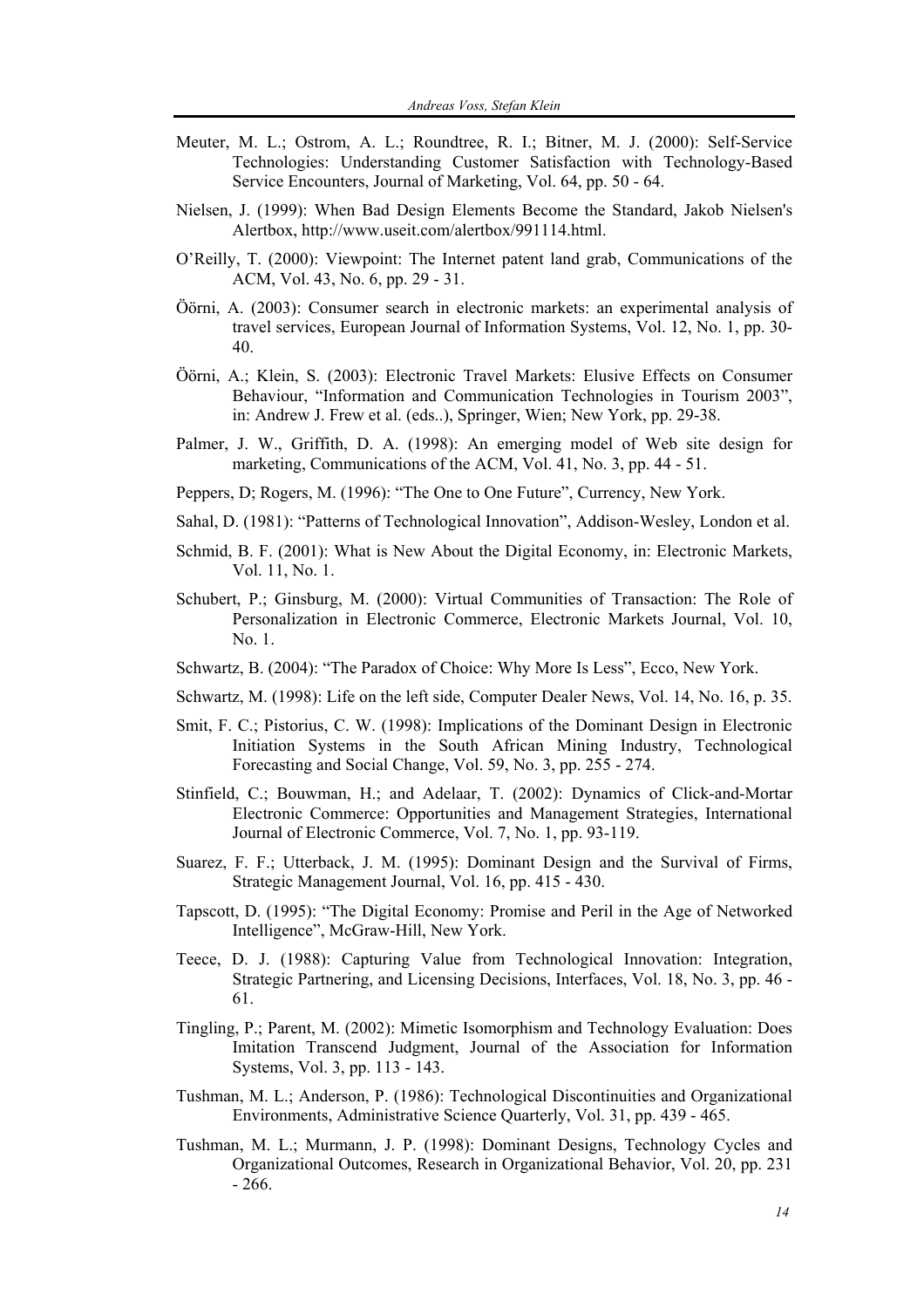Meuter, M. L.; Ostrom, A. L.; Roundtree, R. I.; Bitner, M. J. (2000): Self-Service Technologies: Understanding Customer Satisfaction with Technology-Based Service Encounters, Journal of Marketing, Vol. 64, pp. 50 - 64.

Nielsen, J. (1999): When Bad Design Elements Become the Standard, Jakob Nielsen's Alertbox, http://www.useit.com/alertbox/991114.html.

O'Reilly, T. (2000): Viewpoint: The Internet patent land grab, Communications of the ACM, Vol. 43, No. 6, pp. 29 - 31.

Öörni, A. (2003): Consumer search in electronic markets: an experimental analysis of travel services, European Journal of Information Systems, Vol. 12, No. 1, pp. 30-40.

Öörni, A.; Klein, S. (2003): Electronic Travel Markets: Elusive Effects on Consumer Behaviour, "Information and Communication Technologies in Tourism 2003", in: Andrew J. Frew et al. (eds..), Springer, Wien; New York, pp. 29-38.

Palmer, J. W., Griffith, D. A. (1998): An emerging model of Web site design for marketing, Communications of the ACM, Vol. 41, No. 3, pp. 44 - 51.

Peppers, D; Rogers, M. (1996): "The One to One Future", Currency, New York.

Sahal, D. (1981): "Patterns of Technological Innovation", Addison-Wesley, London et al.

Schmid, B. F. (2001): What is New About the Digital Economy, in: Electronic Markets, Vol. 11, No. 1.

Schubert, P.; Ginsburg, M. (2000): Virtual Communities of Transaction: The Role of Personalization in Electronic Commerce, Electronic Markets Journal, Vol. 10, No. 1.

Schwartz, B. (2004): "The Paradox of Choice: Why More Is Less", Ecco, New York.

Schwartz, M. (1998): Life on the left side, Computer Dealer News, Vol. 14, No. 16, p. 35.

Smit, F. C.; Pistorius, C. W. (1998): Implications of the Dominant Design in Electronic Initiation Systems in the South African Mining Industry, Technological Forecasting and Social Change, Vol. 59, No. 3, pp. 255 - 274.

Stinfield, C.; Bouwman, H.; and Adelaar, T. (2002): Dynamics of Click-and-Mortar Electronic Commerce: Opportunities and Management Strategies, International Journal of Electronic Commerce, Vol. 7, No. 1, pp. 93-119.

Suarez, F. F.; Utterback, J. M. (1995): Dominant Design and the Survival of Firms, Strategic Management Journal, Vol. 16, pp. 415 - 430.

Tapscott, D. (1995): "The Digital Economy: Promise and Peril in the Age of Networked Intelligence", McGraw-Hill, New York.

Teece, D. J. (1988): Capturing Value from Technological Innovation: Integration, Strategic Partnering, and Licensing Decisions, Interfaces, Vol. 18, No. 3, pp. 46 - 61.

Tingling, P.; Parent, M. (2002): Mimetic Isomorphism and Technology Evaluation: Does Imitation Transcend Judgment, Journal of the Association for Information Systems, Vol. 3, pp. 113 - 143.

Tushman, M. L.; Anderson, P. (1986): Technological Discontinuities and Organizational Environments, Administrative Science Quarterly, Vol. 31, pp. 439 - 465.

Tushman, M. L.; Murmann, J. P. (1998): Dominant Designs, Technology Cycles and Organizational Outcomes, Research in Organizational Behavior, Vol. 20, pp. 231 - 266.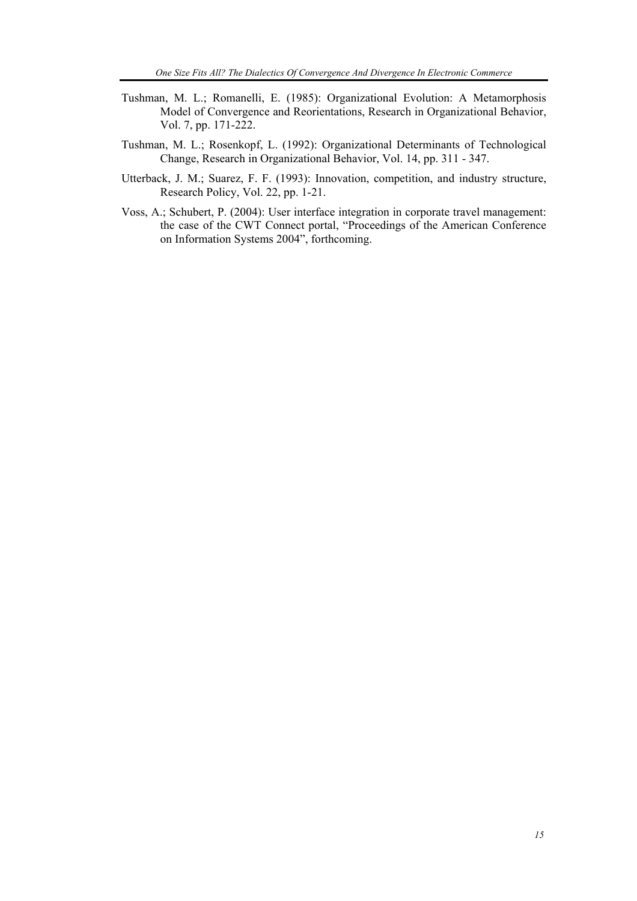Tushman, M. L.; Romanelli, E. (1985): Organizational Evolution: A Metamorphosis Model of Convergence and Reorientations, Research in Organizational Behavior, Vol. 7, pp. 171-222.

Tushman, M. L.; Rosenkopf, L. (1992): Organizational Determinants of Technological Change, Research in Organizational Behavior, Vol. 14, pp. 311 - 347.

Utterback, J. M.; Suarez, F. F. (1993): Innovation, competition, and industry structure, Research Policy, Vol. 22, pp. 1-21.

Voss, A.; Schubert, P. (2004): User interface integration in corporate travel management: the case of the CWT Connect portal, "Proceedings of the American Conference on Information Systems 2004", forthcoming.